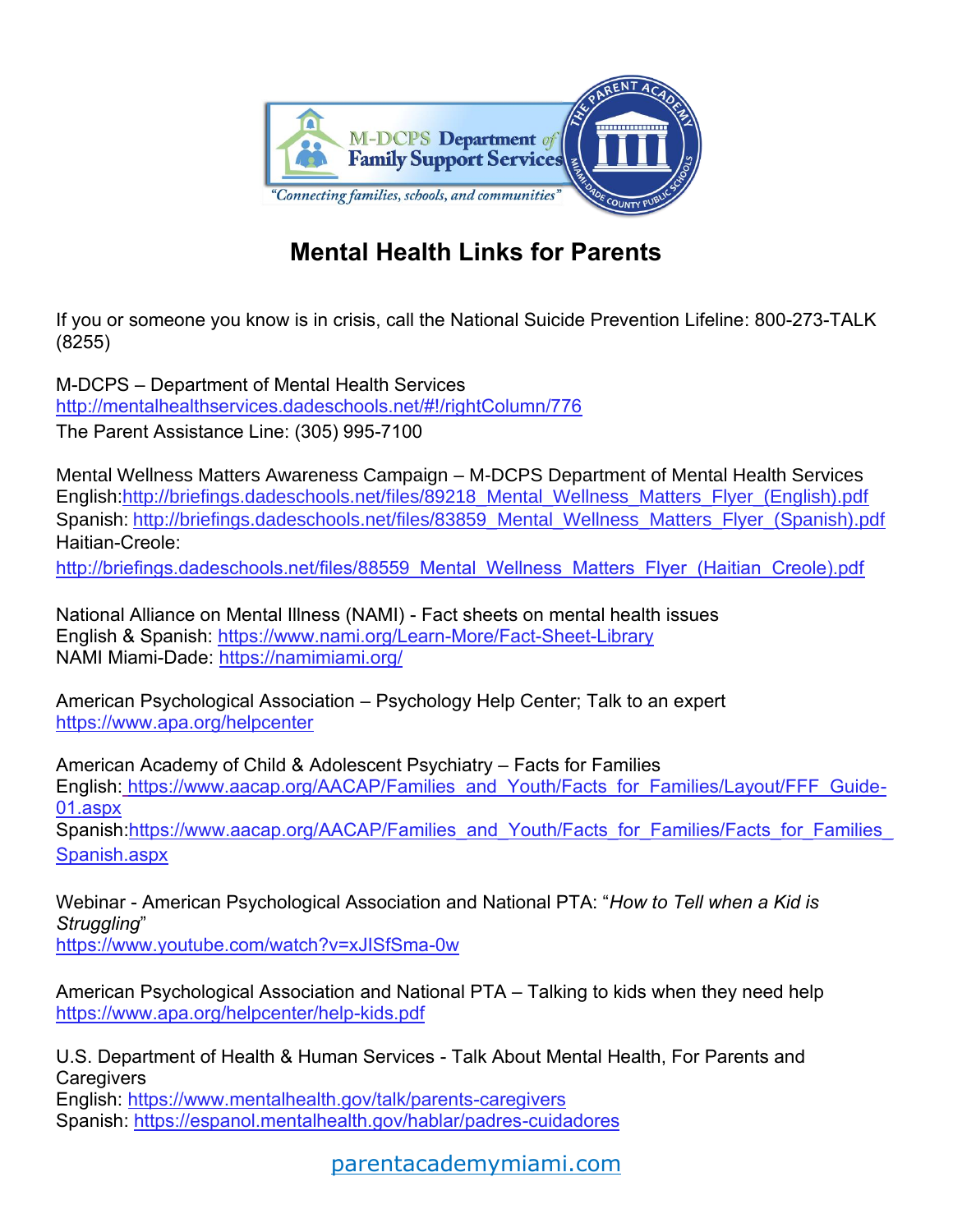M-DCPS Department of Family Support Services

*"Connecting families, schools, and communities"*

THE PARENT ACADEMY — MIAMI-DADE COUNTY PUBLIC SCHOOLS

# Mental Health Links for Parents

If you or someone you know is in crisis, call the National Suicide Prevention Lifeline: 800-273-TALK (8255)

M-DCPS – Department of Mental Health Services
http://mentalhealthservices.dadeschools.net/#!/rightColumn/776
The Parent Assistance Line: (305) 995-7100

Mental Wellness Matters Awareness Campaign – M-DCPS Department of Mental Health Services
English: http://briefings.dadeschools.net/files/89218_Mental_Wellness_Matters_Flyer_(English).pdf
Spanish: http://briefings.dadeschools.net/files/83859_Mental_Wellness_Matters_Flyer_(Spanish).pdf
Haitian-Creole:
http://briefings.dadeschools.net/files/88559_Mental_Wellness_Matters_Flyer_(Haitian_Creole).pdf

National Alliance on Mental Illness (NAMI) - Fact sheets on mental health issues
English & Spanish: https://www.nami.org/Learn-More/Fact-Sheet-Library
NAMI Miami-Dade: https://namimiami.org/

American Psychological Association – Psychology Help Center; Talk to an expert
https://www.apa.org/helpcenter

American Academy of Child & Adolescent Psychiatry – Facts for Families
English: https://www.aacap.org/AACAP/Families_and_Youth/Facts_for_Families/Layout/FFF_Guide-01.aspx
Spanish: https://www.aacap.org/AACAP/Families_and_Youth/Facts_for_Families/Facts_for_Families_Spanish.aspx

Webinar - American Psychological Association and National PTA: "*How to Tell when a Kid is Struggling*"
https://www.youtube.com/watch?v=xJISfSma-0w

American Psychological Association and National PTA – Talking to kids when they need help
https://www.apa.org/helpcenter/help-kids.pdf

U.S. Department of Health & Human Services - Talk About Mental Health, For Parents and Caregivers
English: https://www.mentalhealth.gov/talk/parents-caregivers
Spanish: https://espanol.mentalhealth.gov/hablar/padres-cuidadores

parentacademymiami.com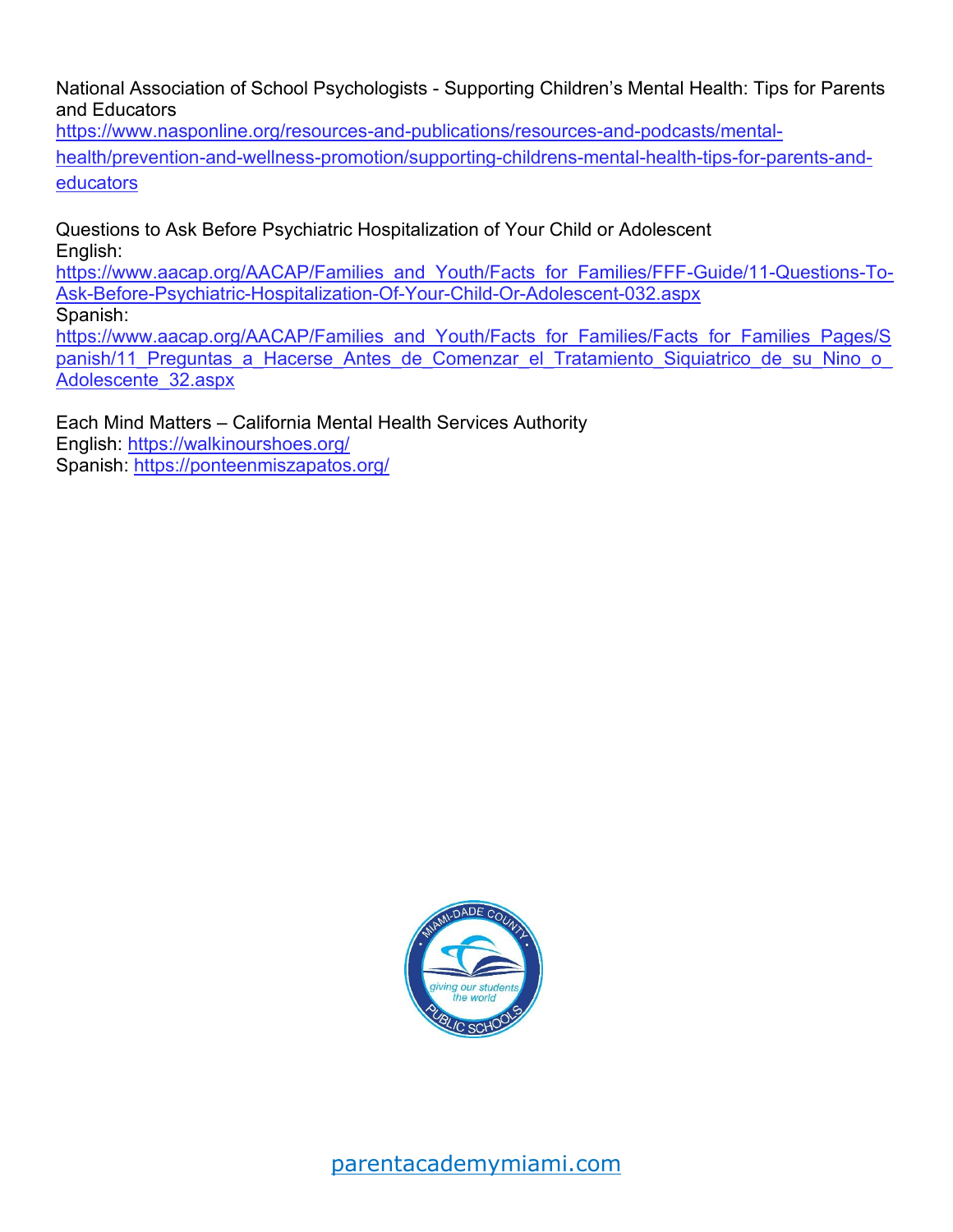National Association of School Psychologists - Supporting Children's Mental Health: Tips for Parents and Educators
https://www.nasponline.org/resources-and-publications/resources-and-podcasts/mental-health/prevention-and-wellness-promotion/supporting-childrens-mental-health-tips-for-parents-and-educators

Questions to Ask Before Psychiatric Hospitalization of Your Child or Adolescent
English:
https://www.aacap.org/AACAP/Families_and_Youth/Facts_for_Families/FFF-Guide/11-Questions-To-Ask-Before-Psychiatric-Hospitalization-Of-Your-Child-Or-Adolescent-032.aspx
Spanish:
https://www.aacap.org/AACAP/Families_and_Youth/Facts_for_Families/Facts_for_Families_Pages/Spanish/11_Preguntas_a_Hacerse_Antes_de_Comenzar_el_Tratamiento_Siquiatrico_de_su_Nino_o_Adolescente_32.aspx

Each Mind Matters – California Mental Health Services Authority
English: https://walkinourshoes.org/
Spanish: https://ponteenmiszapatos.org/

parentacademymiami.com